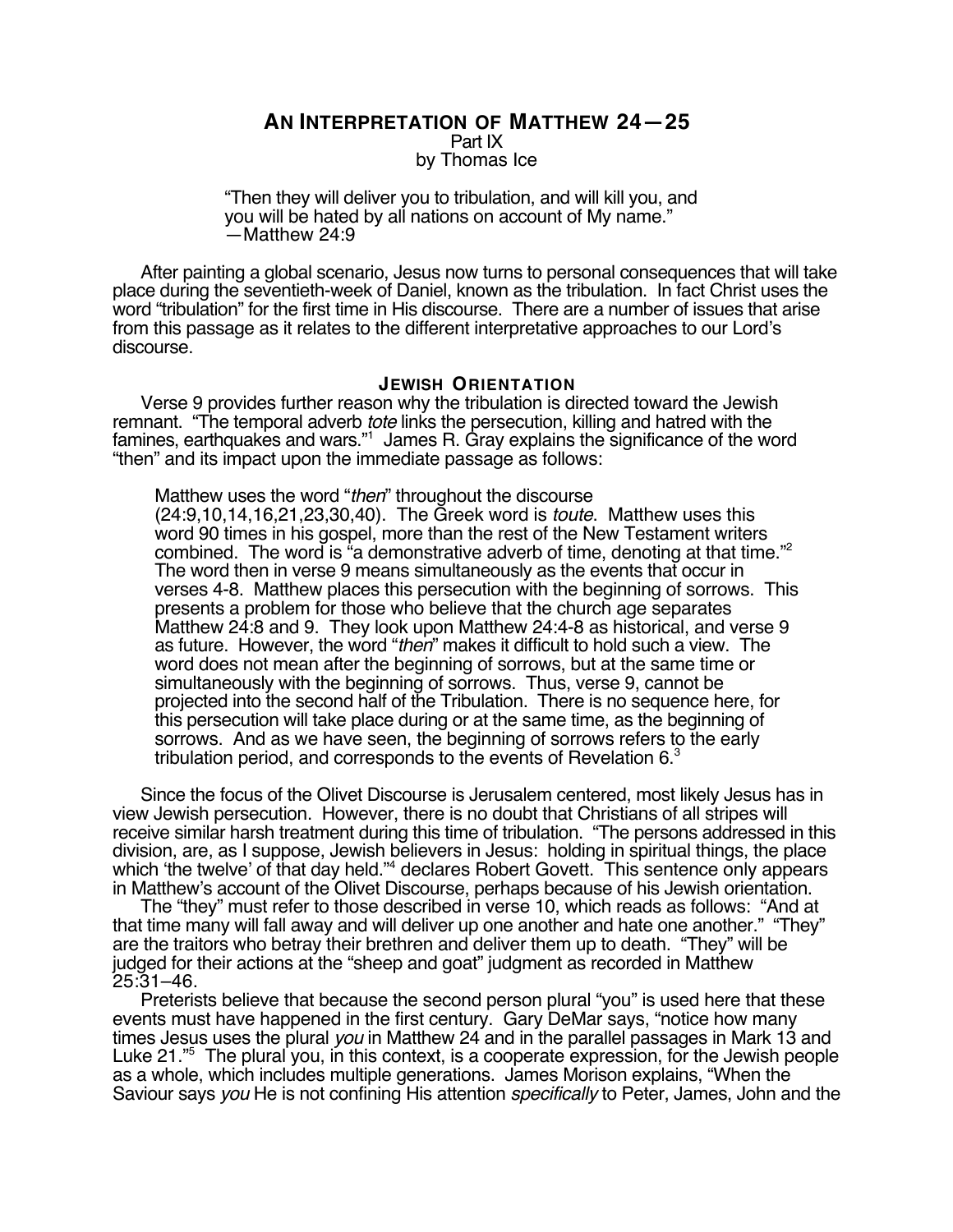# AN INTERPRETATION OF MATTHEW 24—25

Part IX

by Thomas Ice

> "Then they will deliver you to tribulation, and will kill you, and you will be hated by all nations on account of My name."
> —Matthew 24:9

After painting a global scenario, Jesus now turns to personal consequences that will take place during the seventieth-week of Daniel, known as the tribulation. In fact Christ uses the word "tribulation" for the first time in His discourse. There are a number of issues that arise from this passage as it relates to the different interpretative approaches to our Lord's discourse.

## JEWISH ORIENTATION

Verse 9 provides further reason why the tribulation is directed toward the Jewish remnant. "The temporal adverb *tote* links the persecution, killing and hatred with the famines, earthquakes and wars."[1] James R. Gray explains the significance of the word "then" and its impact upon the immediate passage as follows:

> Matthew uses the word "*then*" throughout the discourse (24:9,10,14,16,21,23,30,40). The Greek word is *toute*. Matthew uses this word 90 times in his gospel, more than the rest of the New Testament writers combined. The word is "a demonstrative adverb of time, denoting at that time."[2] The word then in verse 9 means simultaneously as the events that occur in verses 4-8. Matthew places this persecution with the beginning of sorrows. This presents a problem for those who believe that the church age separates Matthew 24:8 and 9. They look upon Matthew 24:4-8 as historical, and verse 9 as future. However, the word "*then*" makes it difficult to hold such a view. The word does not mean after the beginning of sorrows, but at the same time or simultaneously with the beginning of sorrows. Thus, verse 9, cannot be projected into the second half of the Tribulation. There is no sequence here, for this persecution will take place during or at the same time, as the beginning of sorrows. And as we have seen, the beginning of sorrows refers to the early tribulation period, and corresponds to the events of Revelation 6.[3]

Since the focus of the Olivet Discourse is Jerusalem centered, most likely Jesus has in view Jewish persecution. However, there is no doubt that Christians of all stripes will receive similar harsh treatment during this time of tribulation. "The persons addressed in this division, are, as I suppose, Jewish believers in Jesus: holding in spiritual things, the place which 'the twelve' of that day held."[4] declares Robert Govett. This sentence only appears in Matthew's account of the Olivet Discourse, perhaps because of his Jewish orientation.

The "they" must refer to those described in verse 10, which reads as follows: "And at that time many will fall away and will deliver up one another and hate one another." "They" are the traitors who betray their brethren and deliver them up to death. "They" will be judged for their actions at the "sheep and goat" judgment as recorded in Matthew 25:31–46.

Preterists believe that because the second person plural "you" is used here that these events must have happened in the first century. Gary DeMar says, "notice how many times Jesus uses the plural *you* in Matthew 24 and in the parallel passages in Mark 13 and Luke 21."[5] The plural you, in this context, is a cooperate expression, for the Jewish people as a whole, which includes multiple generations. James Morison explains, "When the Saviour says *you* He is not confining His attention *specifically* to Peter, James, John and the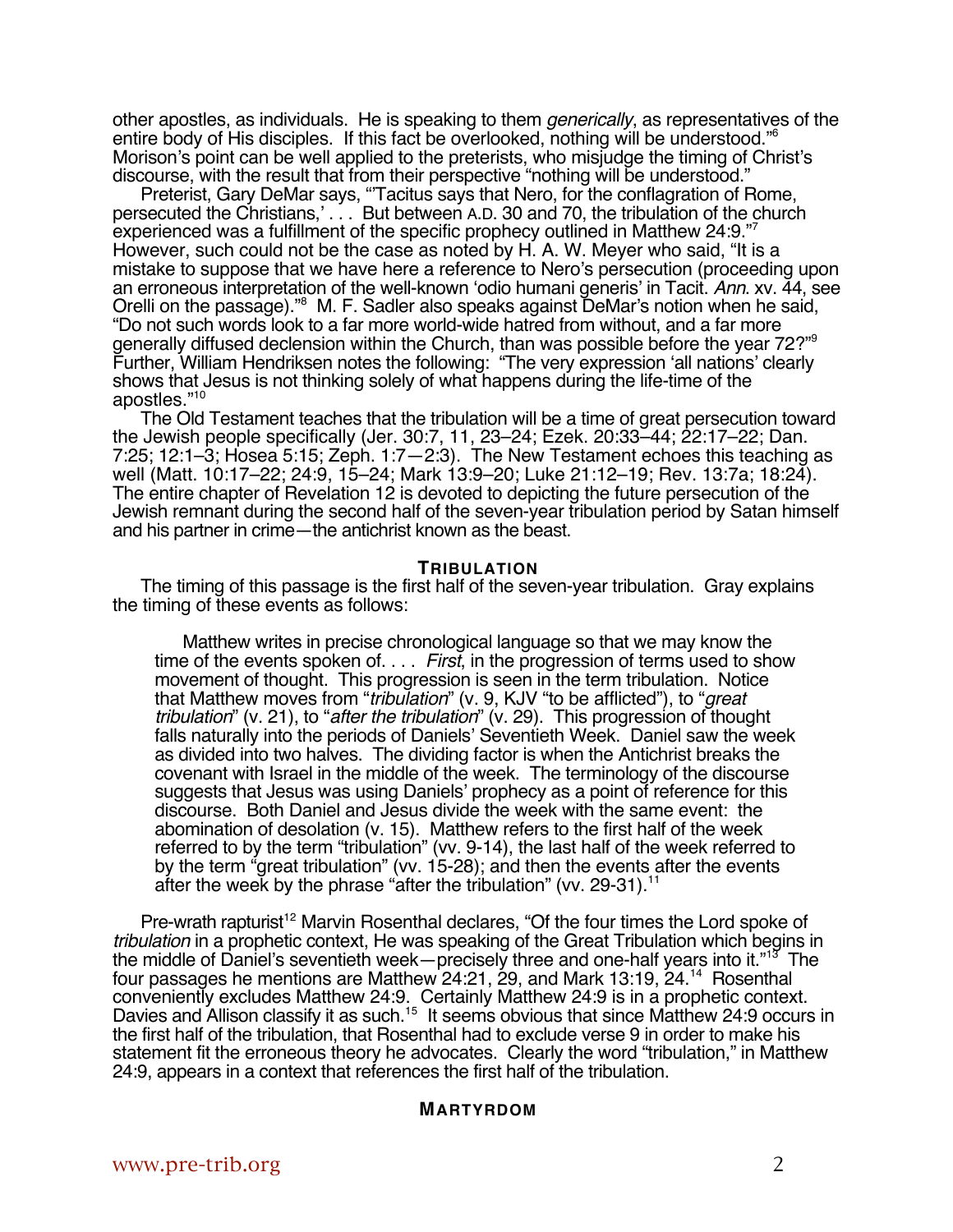other apostles, as individuals. He is speaking to them *generically*, as representatives of the entire body of His disciples. If this fact be overlooked, nothing will be understood."[6] Morison's point can be well applied to the preterists, who misjudge the timing of Christ's discourse, with the result that from their perspective "nothing will be understood."

Preterist, Gary DeMar says, "'Tacitus says that Nero, for the conflagration of Rome, persecuted the Christians,' . . . But between A.D. 30 and 70, the tribulation of the church experienced was a fulfillment of the specific prophecy outlined in Matthew 24:9."[7] However, such could not be the case as noted by H. A. W. Meyer who said, "It is a mistake to suppose that we have here a reference to Nero's persecution (proceeding upon an erroneous interpretation of the well-known 'odio humani generis' in Tacit. *Ann.* xv. 44, see Orelli on the passage)."[8] M. F. Sadler also speaks against DeMar's notion when he said, "Do not such words look to a far more world-wide hatred from without, and a far more generally diffused declension within the Church, than was possible before the year 72?"[9] Further, William Hendriksen notes the following: "The very expression 'all nations' clearly shows that Jesus is not thinking solely of what happens during the life-time of the apostles."[10]

The Old Testament teaches that the tribulation will be a time of great persecution toward the Jewish people specifically (Jer. 30:7, 11, 23–24; Ezek. 20:33–44; 22:17–22; Dan. 7:25; 12:1–3; Hosea 5:15; Zeph. 1:7—2:3). The New Testament echoes this teaching as well (Matt. 10:17–22; 24:9, 15–24; Mark 13:9–20; Luke 21:12–19; Rev. 13:7a; 18:24). The entire chapter of Revelation 12 is devoted to depicting the future persecution of the Jewish remnant during the second half of the seven-year tribulation period by Satan himself and his partner in crime—the antichrist known as the beast.

## TRIBULATION

The timing of this passage is the first half of the seven-year tribulation. Gray explains the timing of these events as follows:

> Matthew writes in precise chronological language so that we may know the time of the events spoken of. . . . *First*, in the progression of terms used to show movement of thought. This progression is seen in the term tribulation. Notice that Matthew moves from "*tribulation*" (v. 9, KJV "to be afflicted"), to "*great tribulation*" (v. 21), to "*after the tribulation*" (v. 29). This progression of thought falls naturally into the periods of Daniels' Seventieth Week. Daniel saw the week as divided into two halves. The dividing factor is when the Antichrist breaks the covenant with Israel in the middle of the week. The terminology of the discourse suggests that Jesus was using Daniels' prophecy as a point of reference for this discourse. Both Daniel and Jesus divide the week with the same event: the abomination of desolation (v. 15). Matthew refers to the first half of the week referred to by the term "tribulation" (vv. 9-14), the last half of the week referred to by the term "great tribulation" (vv. 15-28); and then the events after the events after the week by the phrase "after the tribulation" (vv. 29-31).[11]

Pre-wrath rapturist[12] Marvin Rosenthal declares, "Of the four times the Lord spoke of *tribulation* in a prophetic context, He was speaking of the Great Tribulation which begins in the middle of Daniel's seventieth week—precisely three and one-half years into it."[13] The four passages he mentions are Matthew 24:21, 29, and Mark 13:19, 24.[14] Rosenthal conveniently excludes Matthew 24:9. Certainly Matthew 24:9 is in a prophetic context. Davies and Allison classify it as such.[15] It seems obvious that since Matthew 24:9 occurs in the first half of the tribulation, that Rosenthal had to exclude verse 9 in order to make his statement fit the erroneous theory he advocates. Clearly the word "tribulation," in Matthew 24:9, appears in a context that references the first half of the tribulation.

## MARTYRDOM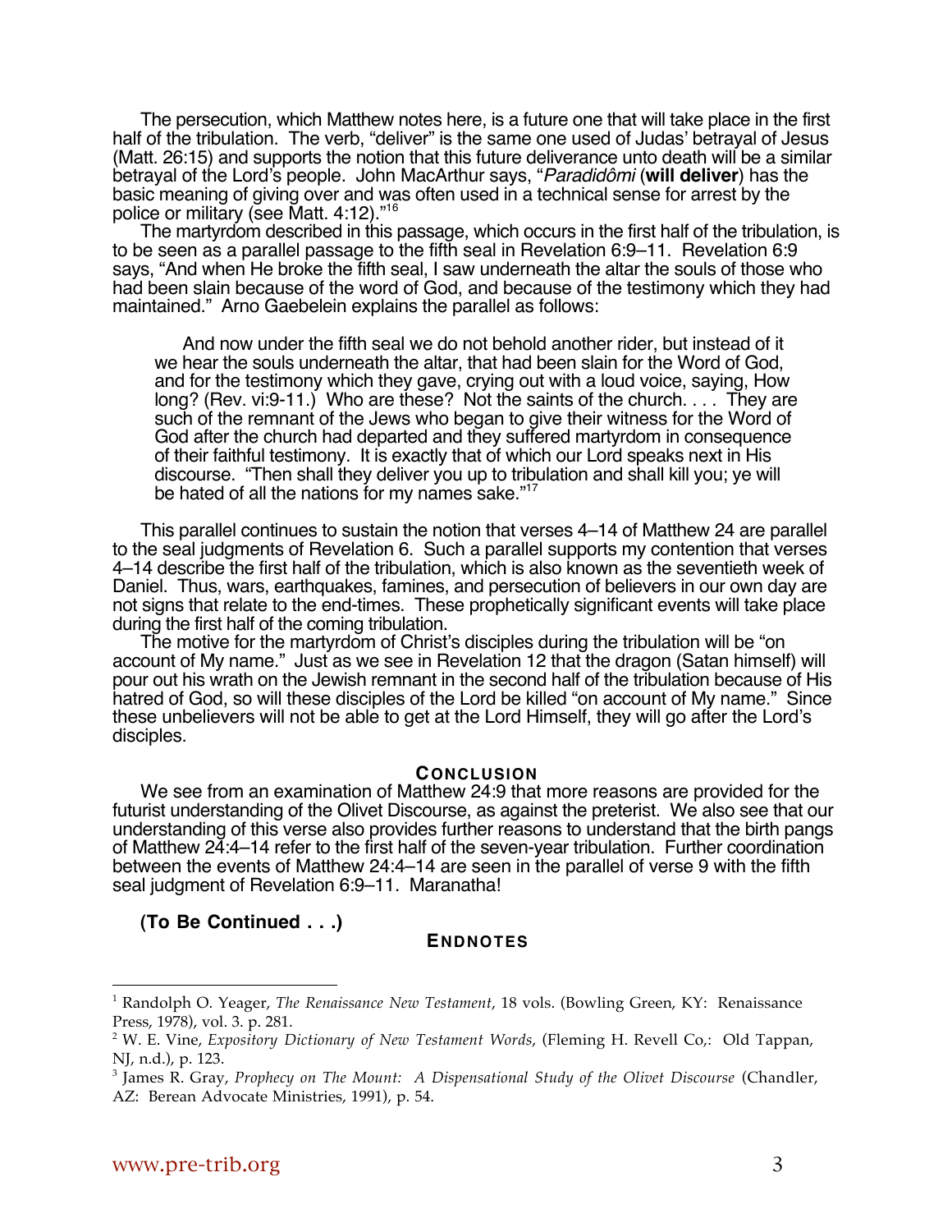The persecution, which Matthew notes here, is a future one that will take place in the first half of the tribulation. The verb, "deliver" is the same one used of Judas' betrayal of Jesus (Matt. 26:15) and supports the notion that this future deliverance unto death will be a similar betrayal of the Lord's people. John MacArthur says, "*Paradidômi* (**will deliver**) has the basic meaning of giving over and was often used in a technical sense for arrest by the police or military (see Matt. 4:12)."[16]

The martyrdom described in this passage, which occurs in the first half of the tribulation, is to be seen as a parallel passage to the fifth seal in Revelation 6:9–11. Revelation 6:9 says, "And when He broke the fifth seal, I saw underneath the altar the souls of those who had been slain because of the word of God, and because of the testimony which they had maintained." Arno Gaebelein explains the parallel as follows:

> And now under the fifth seal we do not behold another rider, but instead of it we hear the souls underneath the altar, that had been slain for the Word of God, and for the testimony which they gave, crying out with a loud voice, saying, How long? (Rev. vi:9-11.) Who are these? Not the saints of the church. . . . They are such of the remnant of the Jews who began to give their witness for the Word of God after the church had departed and they suffered martyrdom in consequence of their faithful testimony. It is exactly that of which our Lord speaks next in His discourse. "Then shall they deliver you up to tribulation and shall kill you; ye will be hated of all the nations for my names sake."[17]

This parallel continues to sustain the notion that verses 4–14 of Matthew 24 are parallel to the seal judgments of Revelation 6. Such a parallel supports my contention that verses 4–14 describe the first half of the tribulation, which is also known as the seventieth week of Daniel. Thus, wars, earthquakes, famines, and persecution of believers in our own day are not signs that relate to the end-times. These prophetically significant events will take place during the first half of the coming tribulation.

The motive for the martyrdom of Christ's disciples during the tribulation will be "on account of My name." Just as we see in Revelation 12 that the dragon (Satan himself) will pour out his wrath on the Jewish remnant in the second half of the tribulation because of His hatred of God, so will these disciples of the Lord be killed "on account of My name." Since these unbelievers will not be able to get at the Lord Himself, they will go after the Lord's disciples.

## CONCLUSION

We see from an examination of Matthew 24:9 that more reasons are provided for the futurist understanding of the Olivet Discourse, as against the preterist. We also see that our understanding of this verse also provides further reasons to understand that the birth pangs of Matthew 24:4–14 refer to the first half of the seven-year tribulation. Further coordination between the events of Matthew 24:4–14 are seen in the parallel of verse 9 with the fifth seal judgment of Revelation 6:9–11. Maranatha!

**(To Be Continued . . .)**

## ENDNOTES

[1] Randolph O. Yeager, *The Renaissance New Testament*, 18 vols. (Bowling Green, KY: Renaissance Press, 1978), vol. 3. p. 281.

[2] W. E. Vine, *Expository Dictionary of New Testament Words*, (Fleming H. Revell Co,: Old Tappan, NJ, n.d.), p. 123.

[3] James R. Gray, *Prophecy on The Mount: A Dispensational Study of the Olivet Discourse* (Chandler, AZ: Berean Advocate Ministries, 1991), p. 54.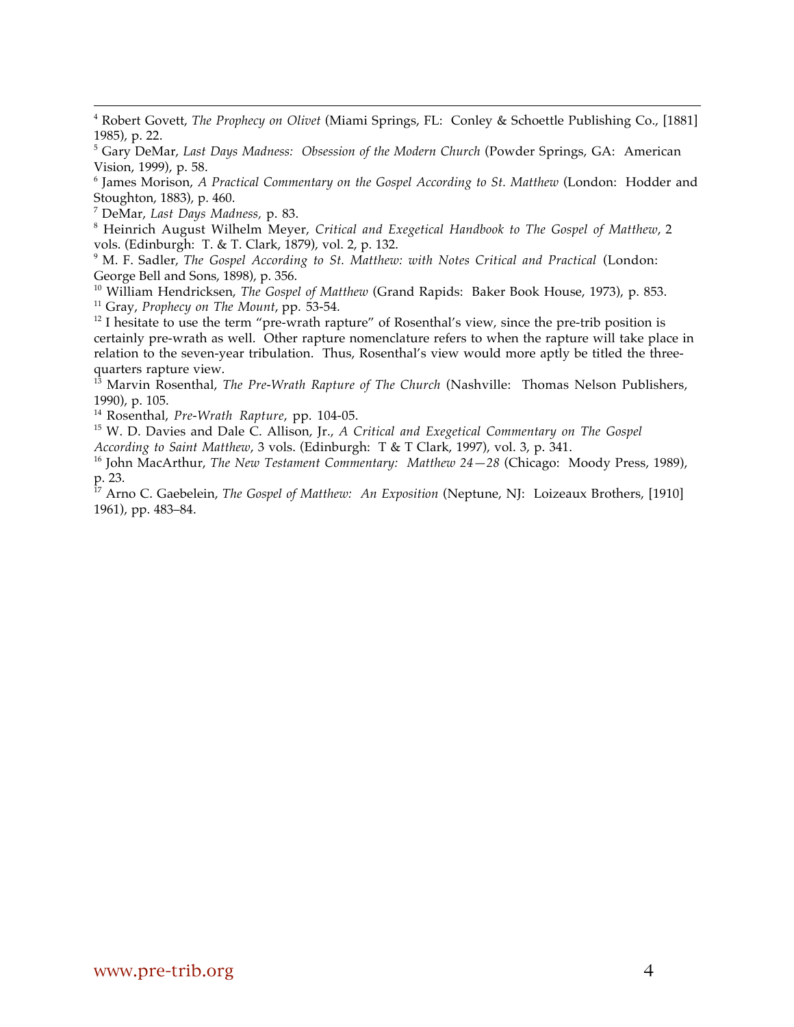[4] Robert Govett, *The Prophecy on Olivet* (Miami Springs, FL: Conley & Schoettle Publishing Co., [1881] 1985), p. 22.

[5] Gary DeMar, *Last Days Madness: Obsession of the Modern Church* (Powder Springs, GA: American Vision, 1999), p. 58.

[6] James Morison, *A Practical Commentary on the Gospel According to St. Matthew* (London: Hodder and Stoughton, 1883), p. 460.

[7] DeMar, *Last Days Madness,* p. 83.

[8] Heinrich August Wilhelm Meyer, *Critical and Exegetical Handbook to The Gospel of Matthew*, 2 vols. (Edinburgh: T. & T. Clark, 1879), vol. 2, p. 132.

[9] M. F. Sadler, *The Gospel According to St. Matthew: with Notes Critical and Practical* (London: George Bell and Sons, 1898), p. 356.

[10] William Hendricksen, *The Gospel of Matthew* (Grand Rapids: Baker Book House, 1973), p. 853.

[11] Gray, *Prophecy on The Mount*, pp. 53-54.

[12] I hesitate to use the term "pre-wrath rapture" of Rosenthal's view, since the pre-trib position is certainly pre-wrath as well. Other rapture nomenclature refers to when the rapture will take place in relation to the seven-year tribulation. Thus, Rosenthal's view would more aptly be titled the three-quarters rapture view.

[13] Marvin Rosenthal, *The Pre-Wrath Rapture of The Church* (Nashville: Thomas Nelson Publishers, 1990), p. 105.

[14] Rosenthal, *Pre-Wrath Rapture*, pp. 104-05.

[15] W. D. Davies and Dale C. Allison, Jr., *A Critical and Exegetical Commentary on The Gospel According to Saint Matthew*, 3 vols. (Edinburgh: T & T Clark, 1997), vol. 3, p. 341.

[16] John MacArthur, *The New Testament Commentary: Matthew 24—28* (Chicago: Moody Press, 1989), p. 23.

[17] Arno C. Gaebelein, *The Gospel of Matthew: An Exposition* (Neptune, NJ: Loizeaux Brothers, [1910] 1961), pp. 483–84.

www.pre-trib.org